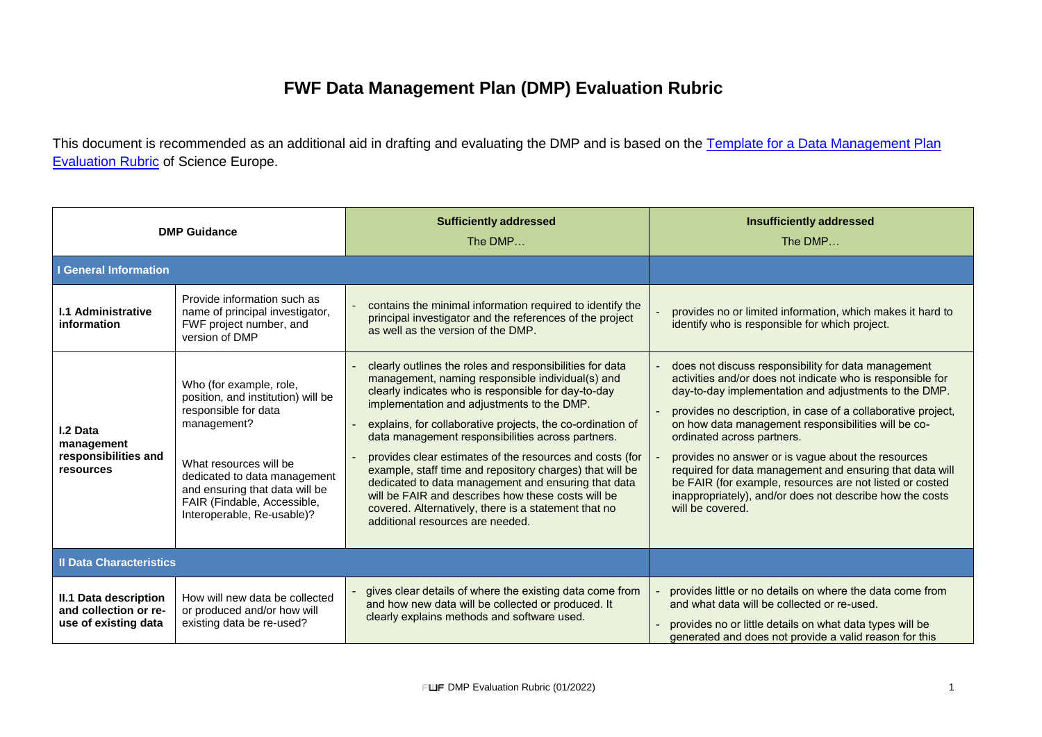# FWF Data Management Plan (DMP) Evaluation Rubric

This document is recommended as an additional aid in drafting and evaluating the DMP and is based on the [Template for a Data Management Plan Evaluation Rubric]() of Science Europe.

| DMP Guidance | | Sufficiently addressed<br>The DMP… | Insufficiently addressed<br>The DMP… |
|---|---|---|---|
| **I General Information** | | | |
| **I.1 Administrative information** | Provide information such as name of principal investigator, FWF project number, and version of DMP | - contains the minimal information required to identify the principal investigator and the references of the project as well as the version of the DMP. | - provides no or limited information, which makes it hard to identify who is responsible for which project. |
| **I.2 Data management responsibilities and resources** | Who (for example, role, position, and institution) will be responsible for data management?<br><br>What resources will be dedicated to data management and ensuring that data will be FAIR (Findable, Accessible, Interoperable, Re-usable)? | - clearly outlines the roles and responsibilities for data management, naming responsible individual(s) and clearly indicates who is responsible for day-to-day implementation and adjustments to the DMP.<br>- explains, for collaborative projects, the co-ordination of data management responsibilities across partners.<br>- provides clear estimates of the resources and costs (for example, staff time and repository charges) that will be dedicated to data management and ensuring that data will be FAIR and describes how these costs will be covered. Alternatively, there is a statement that no additional resources are needed. | - does not discuss responsibility for data management activities and/or does not indicate who is responsible for day-to-day implementation and adjustments to the DMP.<br>- provides no description, in case of a collaborative project, on how data management responsibilities will be co-ordinated across partners.<br>- provides no answer or is vague about the resources required for data management and ensuring that data will be FAIR (for example, resources are not listed or costed inappropriately), and/or does not describe how the costs will be covered. |
| **II Data Characteristics** | | | |
| **II.1 Data description and collection or re-use of existing data** | How will new data be collected or produced and/or how will existing data be re-used? | - gives clear details of where the existing data come from and how new data will be collected or produced. It clearly explains methods and software used. | - provides little or no details on where the data come from and what data will be collected or re-used.<br>- provides no or little details on what data types will be generated and does not provide a valid reason for this |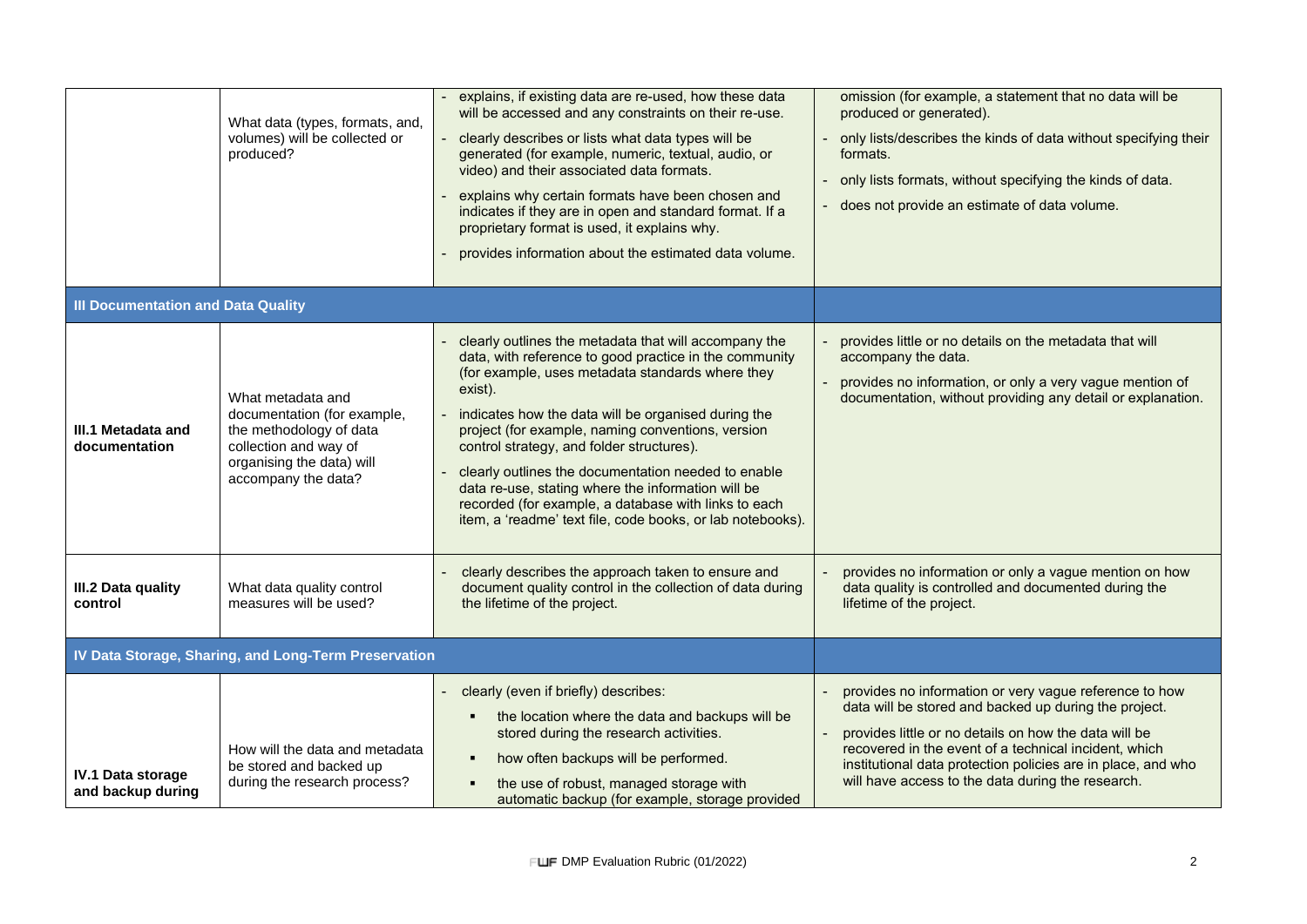| | | | |
|---|---|---|---|
| | What data (types, formats, and, volumes) will be collected or produced? | - explains, if existing data are re-used, how these data will be accessed and any constraints on their re-use.<br>- clearly describes or lists what data types will be generated (for example, numeric, textual, audio, or video) and their associated data formats.<br>- explains why certain formats have been chosen and indicates if they are in open and standard format. If a proprietary format is used, it explains why.<br>- provides information about the estimated data volume. | omission (for example, a statement that no data will be produced or generated).<br>- only lists/describes the kinds of data without specifying their formats.<br>- only lists formats, without specifying the kinds of data.<br>- does not provide an estimate of data volume. |
| **III Documentation and Data Quality** | | | |
| **III.1 Metadata and documentation** | What metadata and documentation (for example, the methodology of data collection and way of organising the data) will accompany the data? | - clearly outlines the metadata that will accompany the data, with reference to good practice in the community (for example, uses metadata standards where they exist).<br>- indicates how the data will be organised during the project (for example, naming conventions, version control strategy, and folder structures).<br>- clearly outlines the documentation needed to enable data re-use, stating where the information will be recorded (for example, a database with links to each item, a 'readme' text file, code books, or lab notebooks). | - provides little or no details on the metadata that will accompany the data.<br>- provides no information, or only a very vague mention of documentation, without providing any detail or explanation. |
| **III.2 Data quality control** | What data quality control measures will be used? | - clearly describes the approach taken to ensure and document quality control in the collection of data during the lifetime of the project. | - provides no information or only a vague mention on how data quality is controlled and documented during the lifetime of the project. |
| **IV Data Storage, Sharing, and Long-Term Preservation** | | | |
| **IV.1 Data storage and backup during** | How will the data and metadata be stored and backed up during the research process? | - clearly (even if briefly) describes:<br>▪ the location where the data and backups will be stored during the research activities.<br>▪ how often backups will be performed.<br>▪ the use of robust, managed storage with automatic backup (for example, storage provided | - provides no information or very vague reference to how data will be stored and backed up during the project.<br>- provides little or no details on how the data will be recovered in the event of a technical incident, which institutional data protection policies are in place, and who will have access to the data during the research. |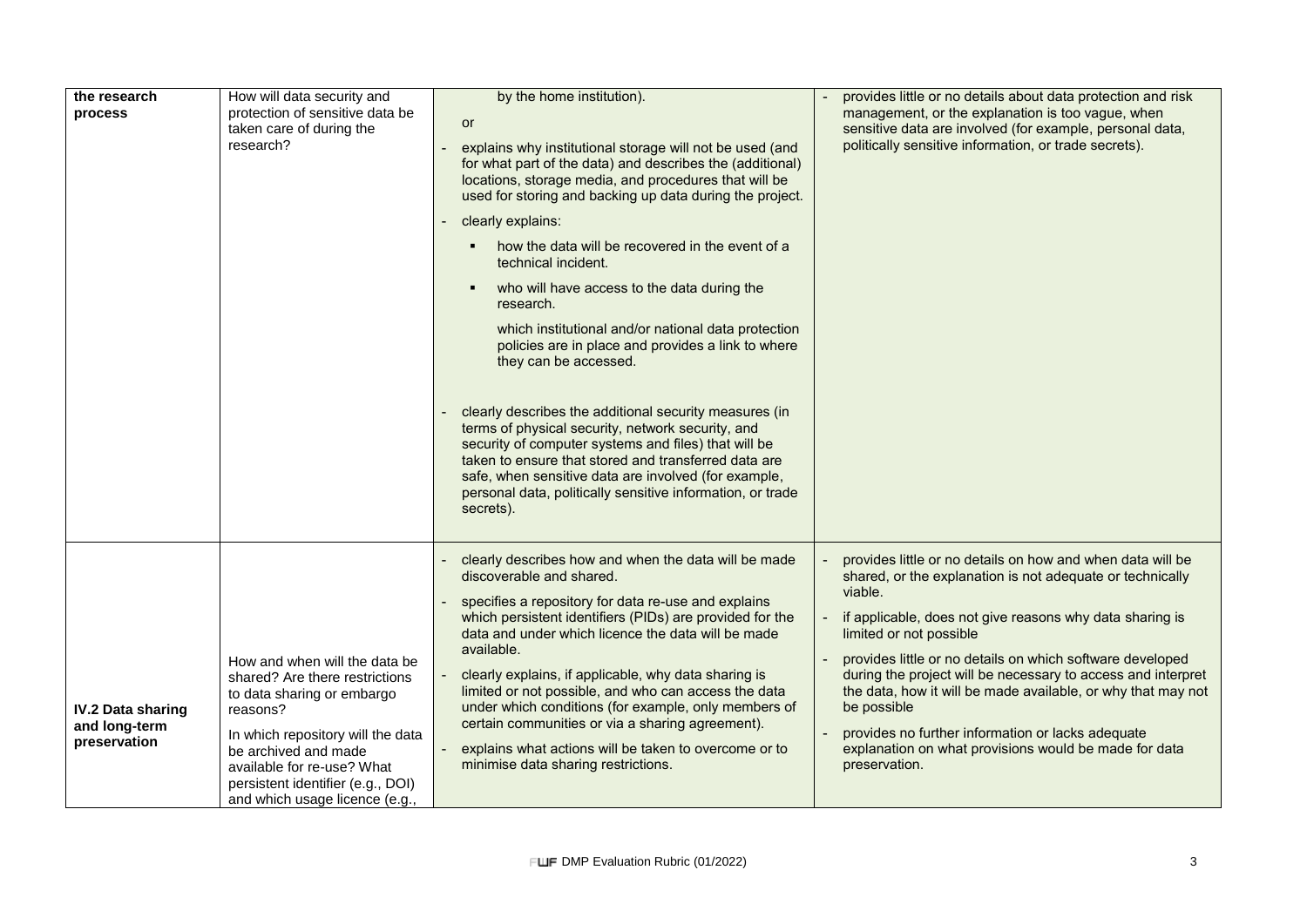| | | | |
|---|---|---|---|
| **the research process** | How will data security and protection of sensitive data be taken care of during the research? | by the home institution).<br><br>or<br><br>- explains why institutional storage will not be used (and for what part of the data) and describes the (additional) locations, storage media, and procedures that will be used for storing and backing up data during the project.<br>- clearly explains:<br>  ▪ how the data will be recovered in the event of a technical incident.<br>  ▪ who will have access to the data during the research.<br>  which institutional and/or national data protection policies are in place and provides a link to where they can be accessed.<br><br>- clearly describes the additional security measures (in terms of physical security, network security, and security of computer systems and files) that will be taken to ensure that stored and transferred data are safe, when sensitive data are involved (for example, personal data, politically sensitive information, or trade secrets). | - provides little or no details about data protection and risk management, or the explanation is too vague, when sensitive data are involved (for example, personal data, politically sensitive information, or trade secrets). |
| **IV.2 Data sharing and long-term preservation** | How and when will the data be shared? Are there restrictions to data sharing or embargo reasons?<br><br>In which repository will the data be archived and made available for re-use? What persistent identifier (e.g., DOI) and which usage licence (e.g., | - clearly describes how and when the data will be made discoverable and shared.<br>- specifies a repository for data re-use and explains which persistent identifiers (PIDs) are provided for the data and under which licence the data will be made available.<br>- clearly explains, if applicable, why data sharing is limited or not possible, and who can access the data under which conditions (for example, only members of certain communities or via a sharing agreement).<br>- explains what actions will be taken to overcome or to minimise data sharing restrictions. | - provides little or no details on how and when data will be shared, or the explanation is not adequate or technically viable.<br>- if applicable, does not give reasons why data sharing is limited or not possible<br>- provides little or no details on which software developed during the project will be necessary to access and interpret the data, how it will be made available, or why that may not be possible<br>- provides no further information or lacks adequate explanation on what provisions would be made for data preservation. |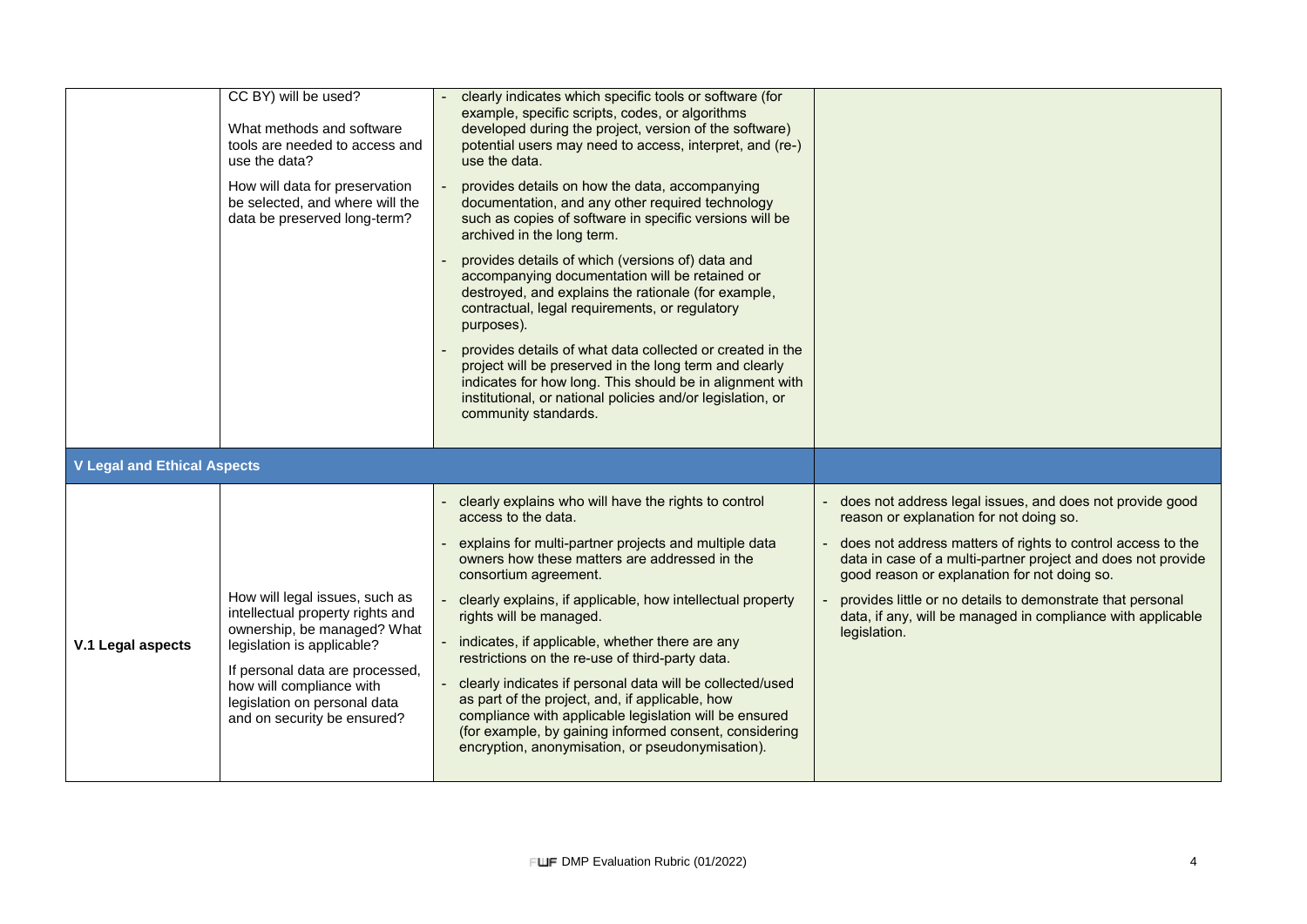| | | | |
|---|---|---|---|
| | CC BY) will be used?<br><br>What methods and software tools are needed to access and use the data?<br><br>How will data for preservation be selected, and where will the data be preserved long-term? | - clearly indicates which specific tools or software (for example, specific scripts, codes, or algorithms developed during the project, version of the software) potential users may need to access, interpret, and (re-) use the data.<br>- provides details on how the data, accompanying documentation, and any other required technology such as copies of software in specific versions will be archived in the long term.<br>- provides details of which (versions of) data and accompanying documentation will be retained or destroyed, and explains the rationale (for example, contractual, legal requirements, or regulatory purposes).<br>- provides details of what data collected or created in the project will be preserved in the long term and clearly indicates for how long. This should be in alignment with institutional, or national policies and/or legislation, or community standards. | |
| **V Legal and Ethical Aspects** | | | |
| **V.1 Legal aspects** | How will legal issues, such as intellectual property rights and ownership, be managed? What legislation is applicable?<br><br>If personal data are processed, how will compliance with legislation on personal data and on security be ensured? | - clearly explains who will have the rights to control access to the data.<br>- explains for multi-partner projects and multiple data owners how these matters are addressed in the consortium agreement.<br>- clearly explains, if applicable, how intellectual property rights will be managed.<br>- indicates, if applicable, whether there are any restrictions on the re-use of third-party data.<br>- clearly indicates if personal data will be collected/used as part of the project, and, if applicable, how compliance with applicable legislation will be ensured (for example, by gaining informed consent, considering encryption, anonymisation, or pseudonymisation). | - does not address legal issues, and does not provide good reason or explanation for not doing so.<br>- does not address matters of rights to control access to the data in case of a multi-partner project and does not provide good reason or explanation for not doing so.<br>- provides little or no details to demonstrate that personal data, if any, will be managed in compliance with applicable legislation. |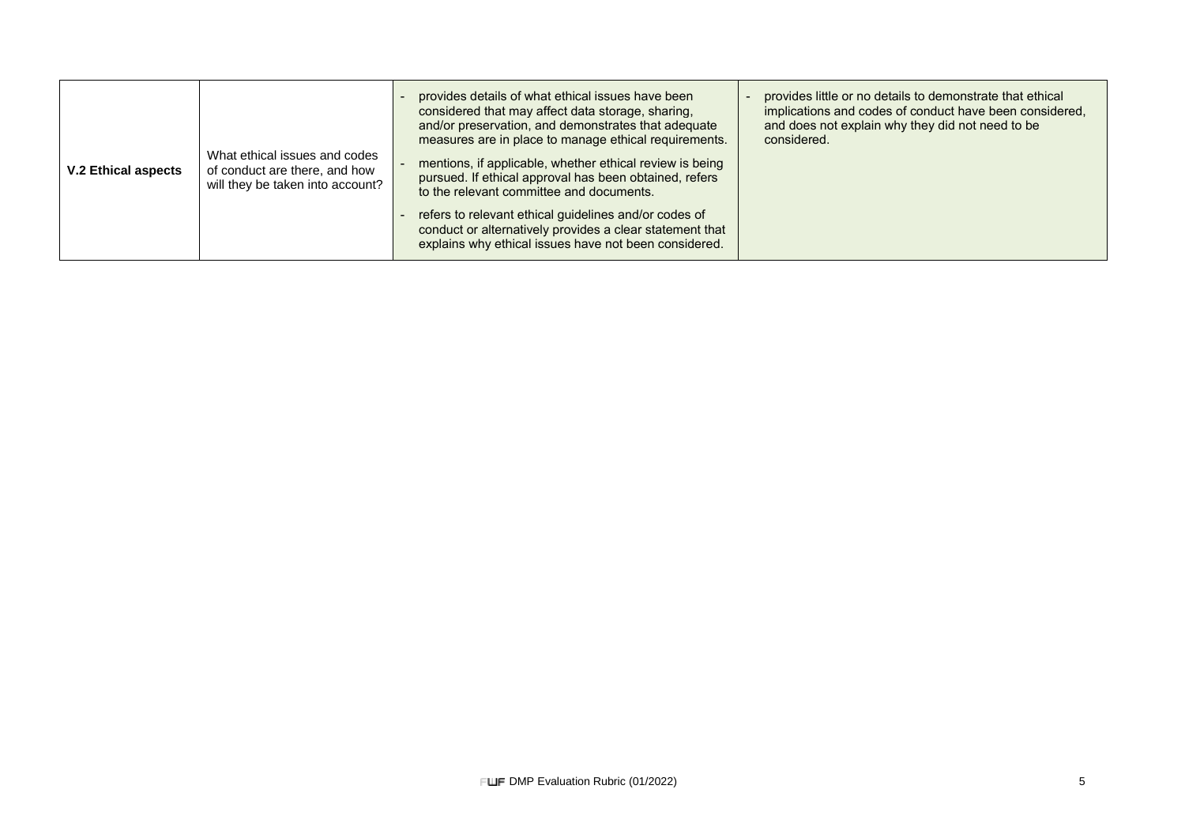| | | | |
|---|---|---|---|
| **V.2 Ethical aspects** | What ethical issues and codes of conduct are there, and how will they be taken into account? | - provides details of what ethical issues have been considered that may affect data storage, sharing, and/or preservation, and demonstrates that adequate measures are in place to manage ethical requirements.<br>- mentions, if applicable, whether ethical review is being pursued. If ethical approval has been obtained, refers to the relevant committee and documents.<br>- refers to relevant ethical guidelines and/or codes of conduct or alternatively provides a clear statement that explains why ethical issues have not been considered. | - provides little or no details to demonstrate that ethical implications and codes of conduct have been considered, and does not explain why they did not need to be considered. |